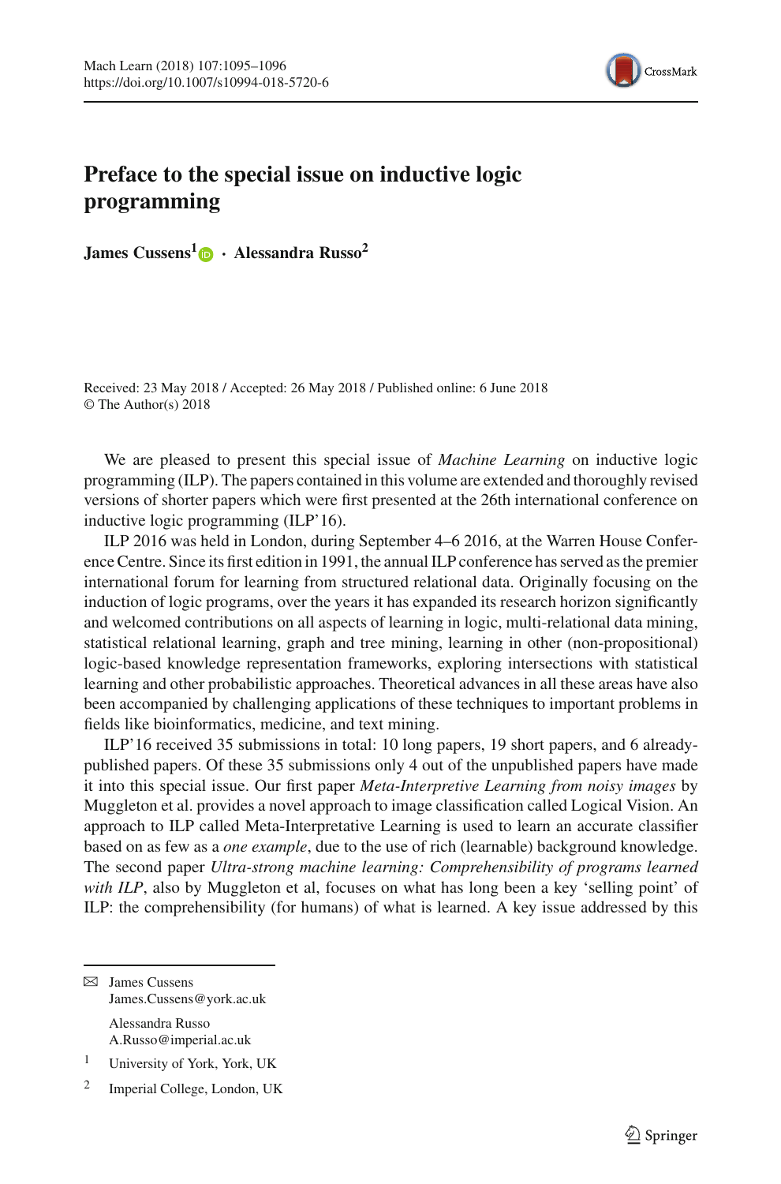# Preface to the special issue on inductive logic programming

**James Cussens**[1] · **Alessandra Russo**[2]

Received: 23 May 2018 / Accepted: 26 May 2018 / Published online: 6 June 2018
© The Author(s) 2018

We are pleased to present this special issue of *Machine Learning* on inductive logic programming (ILP). The papers contained in this volume are extended and thoroughly revised versions of shorter papers which were first presented at the 26th international conference on inductive logic programming (ILP'16).

ILP 2016 was held in London, during September 4–6 2016, at the Warren House Conference Centre. Since its first edition in 1991, the annual ILP conference has served as the premier international forum for learning from structured relational data. Originally focusing on the induction of logic programs, over the years it has expanded its research horizon significantly and welcomed contributions on all aspects of learning in logic, multi-relational data mining, statistical relational learning, graph and tree mining, learning in other (non-propositional) logic-based knowledge representation frameworks, exploring intersections with statistical learning and other probabilistic approaches. Theoretical advances in all these areas have also been accompanied by challenging applications of these techniques to important problems in fields like bioinformatics, medicine, and text mining.

ILP'16 received 35 submissions in total: 10 long papers, 19 short papers, and 6 already-published papers. Of these 35 submissions only 4 out of the unpublished papers have made it into this special issue. Our first paper *Meta-Interpretive Learning from noisy images* by Muggleton et al. provides a novel approach to image classification called Logical Vision. An approach to ILP called Meta-Interpretative Learning is used to learn an accurate classifier based on as few as a *one example*, due to the use of rich (learnable) background knowledge. The second paper *Ultra-strong machine learning: Comprehensibility of programs learned with ILP*, also by Muggleton et al, focuses on what has long been a key 'selling point' of ILP: the comprehensibility (for humans) of what is learned. A key issue addressed by this

✉ James Cussens
James.Cussens@york.ac.uk

Alessandra Russo
A.Russo@imperial.ac.uk

[1] University of York, York, UK

[2] Imperial College, London, UK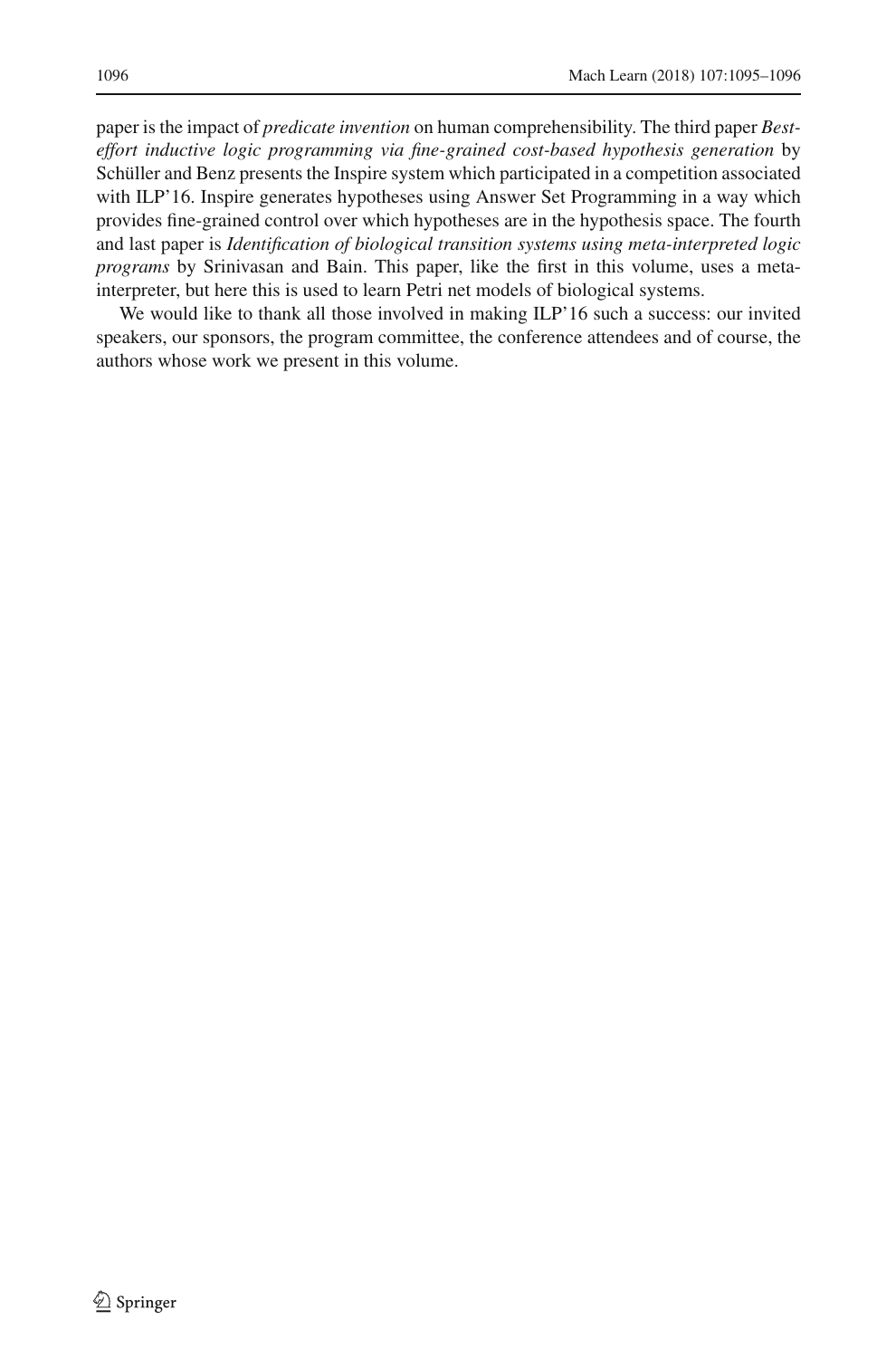paper is the impact of *predicate invention* on human comprehensibility. The third paper *Best-effort inductive logic programming via fine-grained cost-based hypothesis generation* by Schüller and Benz presents the Inspire system which participated in a competition associated with ILP'16. Inspire generates hypotheses using Answer Set Programming in a way which provides fine-grained control over which hypotheses are in the hypothesis space. The fourth and last paper is *Identification of biological transition systems using meta-interpreted logic programs* by Srinivasan and Bain. This paper, like the first in this volume, uses a meta-interpreter, but here this is used to learn Petri net models of biological systems.

We would like to thank all those involved in making ILP'16 such a success: our invited speakers, our sponsors, the program committee, the conference attendees and of course, the authors whose work we present in this volume.